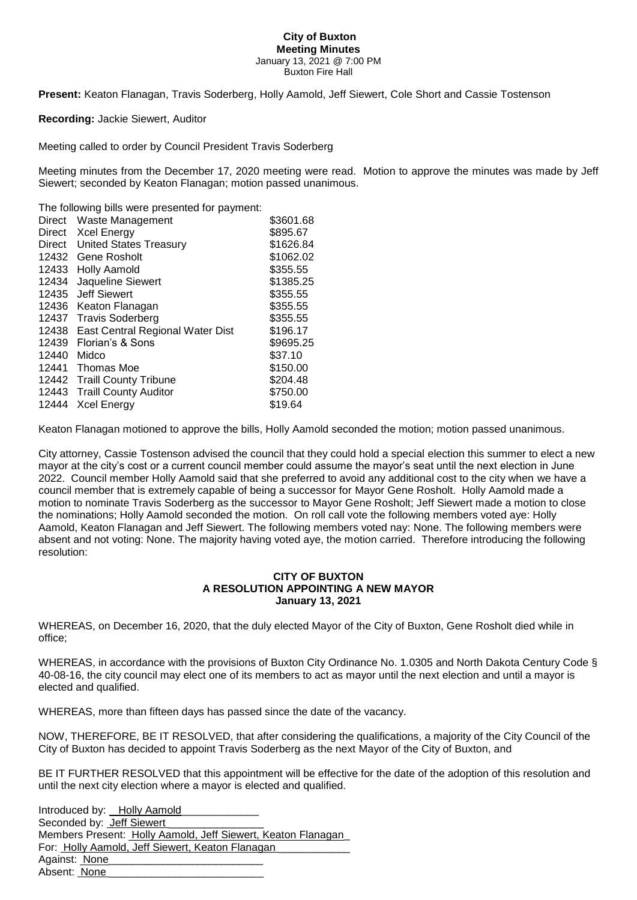# City of Buxton

## Meeting Minutes

January 13, 2021 @ 7:00 PM
Buxton Fire Hall

**Present:** Keaton Flanagan, Travis Soderberg, Holly Aamold, Jeff Siewert, Cole Short and Cassie Tostenson

**Recording:** Jackie Siewert, Auditor

Meeting called to order by Council President Travis Soderberg

Meeting minutes from the December 17, 2020 meeting were read. Motion to approve the minutes was made by Jeff Siewert; seconded by Keaton Flanagan; motion passed unanimous.

The following bills were presented for payment:

| | | |
|---|---|---|
| Direct | Waste Management | \$3601.68 |
| Direct | Xcel Energy | \$895.67 |
| Direct | United States Treasury | \$1626.84 |
| 12432 | Gene Rosholt | \$1062.02 |
| 12433 | Holly Aamold | \$355.55 |
| 12434 | Jaqueline Siewert | \$1385.25 |
| 12435 | Jeff Siewert | \$355.55 |
| 12436 | Keaton Flanagan | \$355.55 |
| 12437 | Travis Soderberg | \$355.55 |
| 12438 | East Central Regional Water Dist | \$196.17 |
| 12439 | Florian's & Sons | \$9695.25 |
| 12440 | Midco | \$37.10 |
| 12441 | Thomas Moe | \$150.00 |
| 12442 | Traill County Tribune | \$204.48 |
| 12443 | Traill County Auditor | \$750.00 |
| 12444 | Xcel Energy | \$19.64 |

Keaton Flanagan motioned to approve the bills, Holly Aamold seconded the motion; motion passed unanimous.

City attorney, Cassie Tostenson advised the council that they could hold a special election this summer to elect a new mayor at the city's cost or a current council member could assume the mayor's seat until the next election in June 2022. Council member Holly Aamold said that she preferred to avoid any additional cost to the city when we have a council member that is extremely capable of being a successor for Mayor Gene Rosholt. Holly Aamold made a motion to nominate Travis Soderberg as the successor to Mayor Gene Rosholt; Jeff Siewert made a motion to close the nominations; Holly Aamold seconded the motion. On roll call vote the following members voted aye: Holly Aamold, Keaton Flanagan and Jeff Siewert. The following members voted nay: None. The following members were absent and not voting: None. The majority having voted aye, the motion carried. Therefore introducing the following resolution:

### CITY OF BUXTON
### A RESOLUTION APPOINTING A NEW MAYOR
### January 13, 2021

WHEREAS, on December 16, 2020, that the duly elected Mayor of the City of Buxton, Gene Rosholt died while in office;

WHEREAS, in accordance with the provisions of Buxton City Ordinance No. 1.0305 and North Dakota Century Code § 40-08-16, the city council may elect one of its members to act as mayor until the next election and until a mayor is elected and qualified.

WHEREAS, more than fifteen days has passed since the date of the vacancy.

NOW, THEREFORE, BE IT RESOLVED, that after considering the qualifications, a majority of the City Council of the City of Buxton has decided to appoint Travis Soderberg as the next Mayor of the City of Buxton, and

BE IT FURTHER RESOLVED that this appointment will be effective for the date of the adoption of this resolution and until the next city election where a mayor is elected and qualified.

Introduced by: Holly Aamold
Seconded by: Jeff Siewert
Members Present: Holly Aamold, Jeff Siewert, Keaton Flanagan
For: Holly Aamold, Jeff Siewert, Keaton Flanagan
Against: None
Absent: None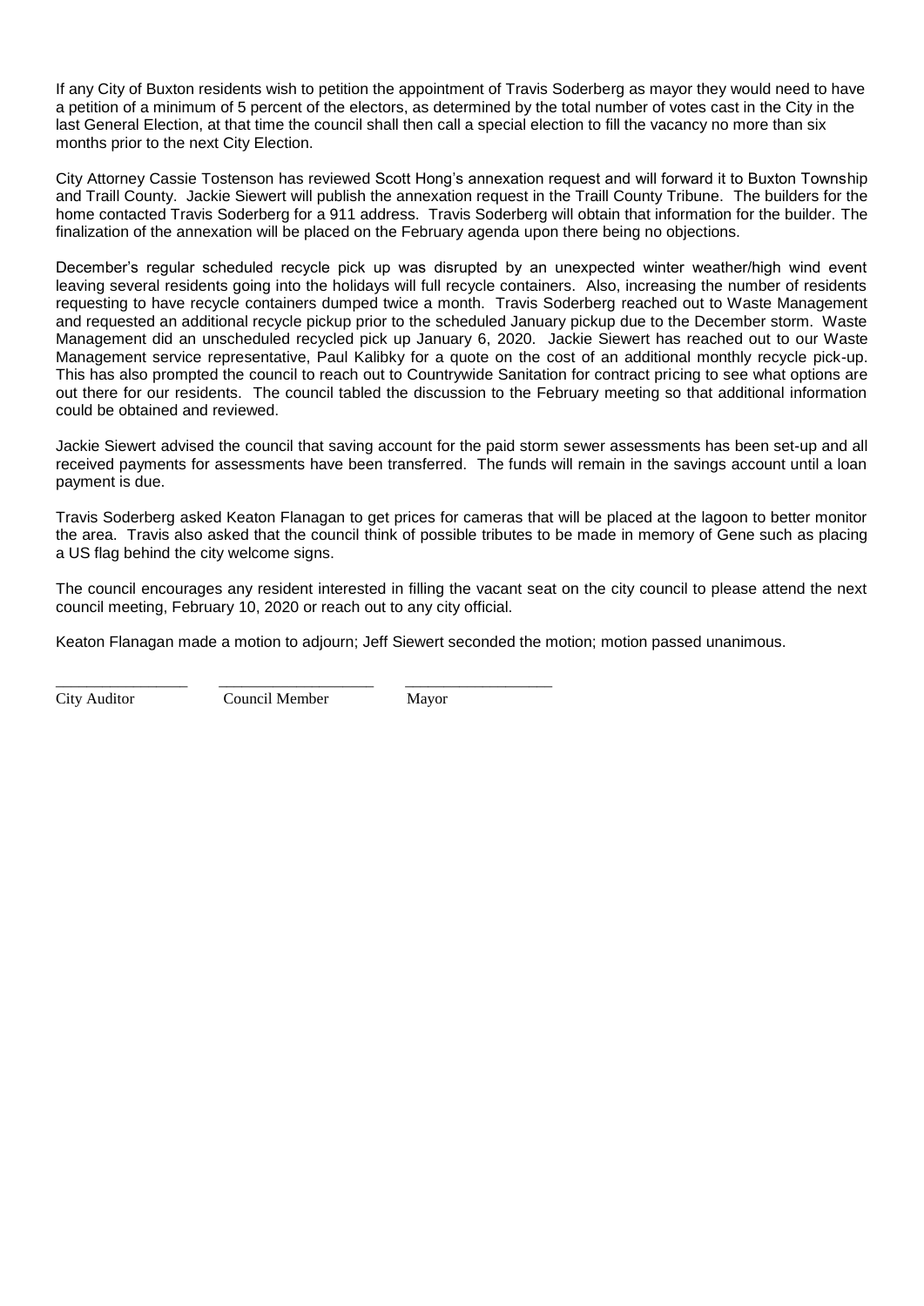If any City of Buxton residents wish to petition the appointment of Travis Soderberg as mayor they would need to have a petition of a minimum of 5 percent of the electors, as determined by the total number of votes cast in the City in the last General Election, at that time the council shall then call a special election to fill the vacancy no more than six months prior to the next City Election.

City Attorney Cassie Tostenson has reviewed Scott Hong's annexation request and will forward it to Buxton Township and Traill County. Jackie Siewert will publish the annexation request in the Traill County Tribune. The builders for the home contacted Travis Soderberg for a 911 address. Travis Soderberg will obtain that information for the builder. The finalization of the annexation will be placed on the February agenda upon there being no objections.

December's regular scheduled recycle pick up was disrupted by an unexpected winter weather/high wind event leaving several residents going into the holidays will full recycle containers. Also, increasing the number of residents requesting to have recycle containers dumped twice a month. Travis Soderberg reached out to Waste Management and requested an additional recycle pickup prior to the scheduled January pickup due to the December storm. Waste Management did an unscheduled recycled pick up January 6, 2020. Jackie Siewert has reached out to our Waste Management service representative, Paul Kalibky for a quote on the cost of an additional monthly recycle pick-up. This has also prompted the council to reach out to Countrywide Sanitation for contract pricing to see what options are out there for our residents. The council tabled the discussion to the February meeting so that additional information could be obtained and reviewed.

Jackie Siewert advised the council that saving account for the paid storm sewer assessments has been set-up and all received payments for assessments have been transferred. The funds will remain in the savings account until a loan payment is due.

Travis Soderberg asked Keaton Flanagan to get prices for cameras that will be placed at the lagoon to better monitor the area. Travis also asked that the council think of possible tributes to be made in memory of Gene such as placing a US flag behind the city welcome signs.

The council encourages any resident interested in filling the vacant seat on the city council to please attend the next council meeting, February 10, 2020 or reach out to any city official.

Keaton Flanagan made a motion to adjourn; Jeff Siewert seconded the motion; motion passed unanimous.

\_\_\_\_\_\_\_\_\_\_\_\_\_\_\_\_ \_\_\_\_\_\_\_\_\_\_\_\_\_\_\_\_\_\_\_ \_\_\_\_\_\_\_\_\_\_\_\_\_\_\_\_\_\_

City Auditor Council Member Mayor